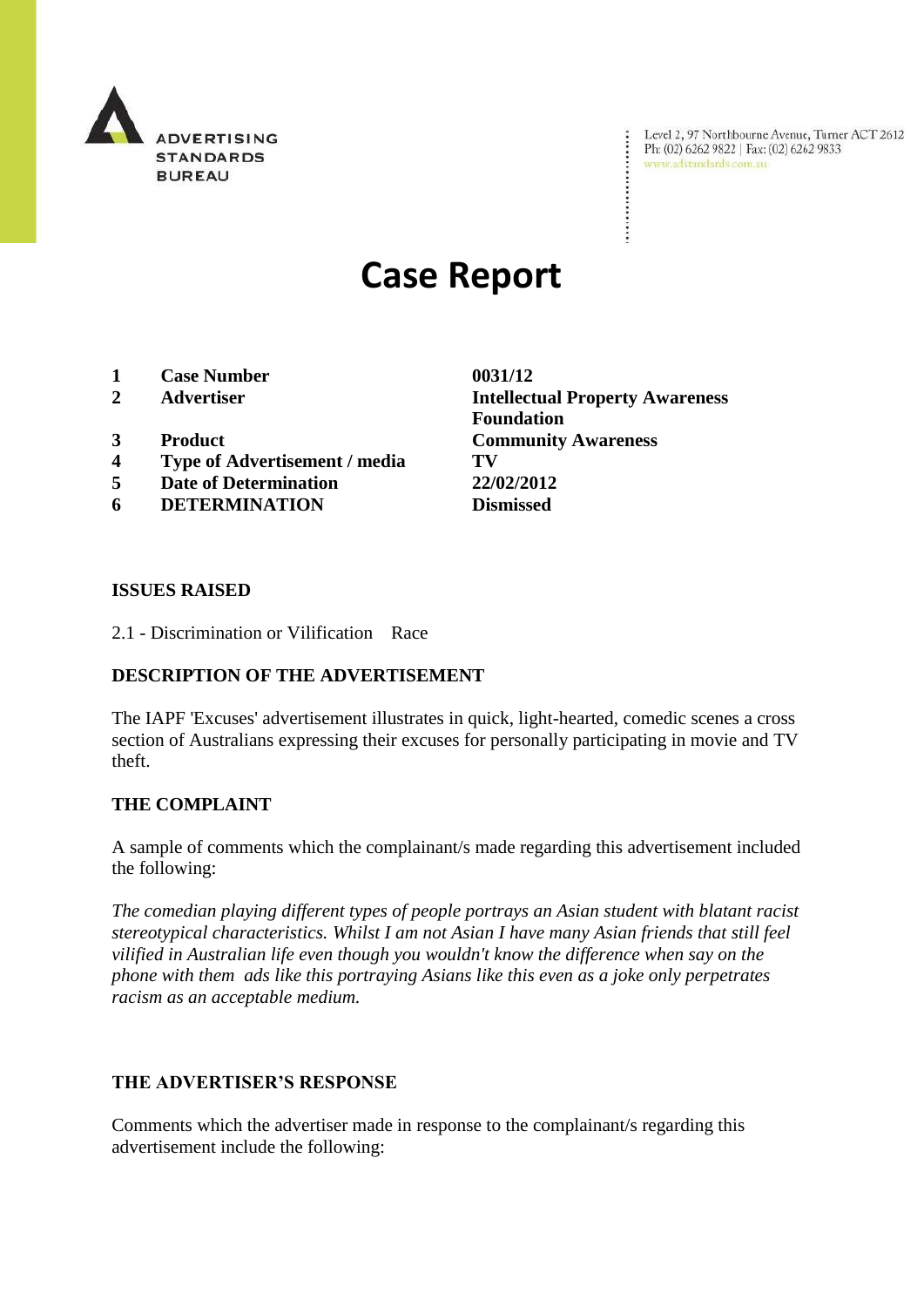ADVERTISING STANDARDS BUREAU

Level 2, 97 Northbourne Avenue, Turner ACT 2612
Ph: (02) 6262 9822 | Fax: (02) 6262 9833
www.adstandards.com.au

# Case Report

| | | |
|---|---|---|
| **1** | **Case Number** | **0031/12** |
| **2** | **Advertiser** | **Intellectual Property Awareness Foundation** |
| **3** | **Product** | **Community Awareness** |
| **4** | **Type of Advertisement / media** | **TV** |
| **5** | **Date of Determination** | **22/02/2012** |
| **6** | **DETERMINATION** | **Dismissed** |

**ISSUES RAISED**

2.1 - Discrimination or Vilification Race

**DESCRIPTION OF THE ADVERTISEMENT**

The IAPF 'Excuses' advertisement illustrates in quick, light-hearted, comedic scenes a cross section of Australians expressing their excuses for personally participating in movie and TV theft.

**THE COMPLAINT**

A sample of comments which the complainant/s made regarding this advertisement included the following:

*The comedian playing different types of people portrays an Asian student with blatant racist stereotypical characteristics. Whilst I am not Asian I have many Asian friends that still feel vilified in Australian life even though you wouldn't know the difference when say on the phone with them ads like this portraying Asians like this even as a joke only perpetrates racism as an acceptable medium.*

**THE ADVERTISER'S RESPONSE**

Comments which the advertiser made in response to the complainant/s regarding this advertisement include the following: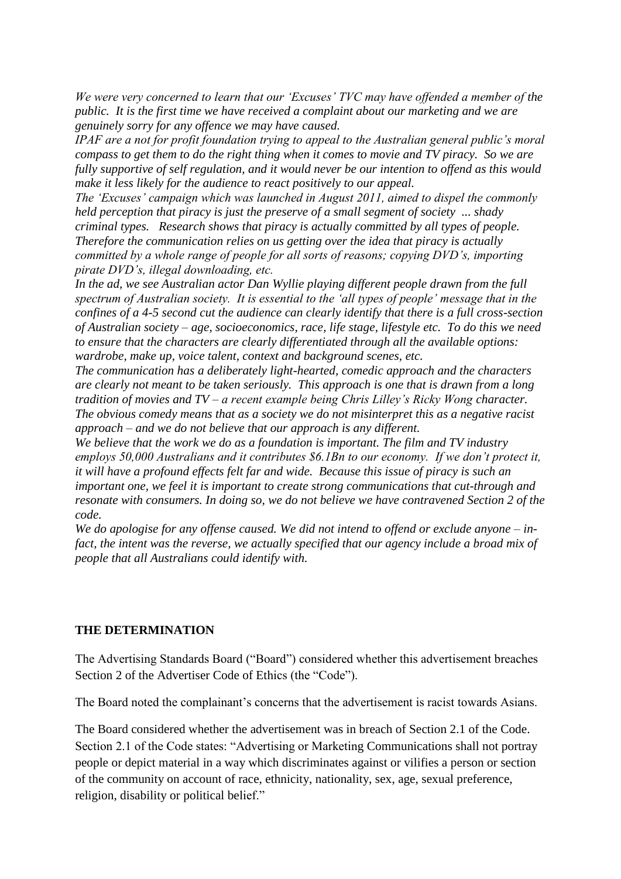*We were very concerned to learn that our 'Excuses' TVC may have offended a member of the public. It is the first time we have received a complaint about our marketing and we are genuinely sorry for any offence we may have caused.*

*IPAF are a not for profit foundation trying to appeal to the Australian general public's moral compass to get them to do the right thing when it comes to movie and TV piracy. So we are fully supportive of self regulation, and it would never be our intention to offend as this would make it less likely for the audience to react positively to our appeal.*

*The 'Excuses' campaign which was launched in August 2011, aimed to dispel the commonly held perception that piracy is just the preserve of a small segment of society ... shady criminal types. Research shows that piracy is actually committed by all types of people. Therefore the communication relies on us getting over the idea that piracy is actually committed by a whole range of people for all sorts of reasons; copying DVD's, importing pirate DVD's, illegal downloading, etc.*

*In the ad, we see Australian actor Dan Wyllie playing different people drawn from the full spectrum of Australian society. It is essential to the 'all types of people' message that in the confines of a 4-5 second cut the audience can clearly identify that there is a full cross-section of Australian society – age, socioeconomics, race, life stage, lifestyle etc. To do this we need to ensure that the characters are clearly differentiated through all the available options: wardrobe, make up, voice talent, context and background scenes, etc.*

*The communication has a deliberately light-hearted, comedic approach and the characters are clearly not meant to be taken seriously. This approach is one that is drawn from a long tradition of movies and TV – a recent example being Chris Lilley's Ricky Wong character. The obvious comedy means that as a society we do not misinterpret this as a negative racist approach – and we do not believe that our approach is any different.*

*We believe that the work we do as a foundation is important. The film and TV industry employs 50,000 Australians and it contributes $6.1Bn to our economy. If we don't protect it, it will have a profound effects felt far and wide. Because this issue of piracy is such an important one, we feel it is important to create strong communications that cut-through and resonate with consumers. In doing so, we do not believe we have contravened Section 2 of the code.*

*We do apologise for any offense caused. We did not intend to offend or exclude anyone – in-fact, the intent was the reverse, we actually specified that our agency include a broad mix of people that all Australians could identify with.*

**THE DETERMINATION**

The Advertising Standards Board ("Board") considered whether this advertisement breaches Section 2 of the Advertiser Code of Ethics (the "Code").

The Board noted the complainant's concerns that the advertisement is racist towards Asians.

The Board considered whether the advertisement was in breach of Section 2.1 of the Code. Section 2.1 of the Code states: "Advertising or Marketing Communications shall not portray people or depict material in a way which discriminates against or vilifies a person or section of the community on account of race, ethnicity, nationality, sex, age, sexual preference, religion, disability or political belief."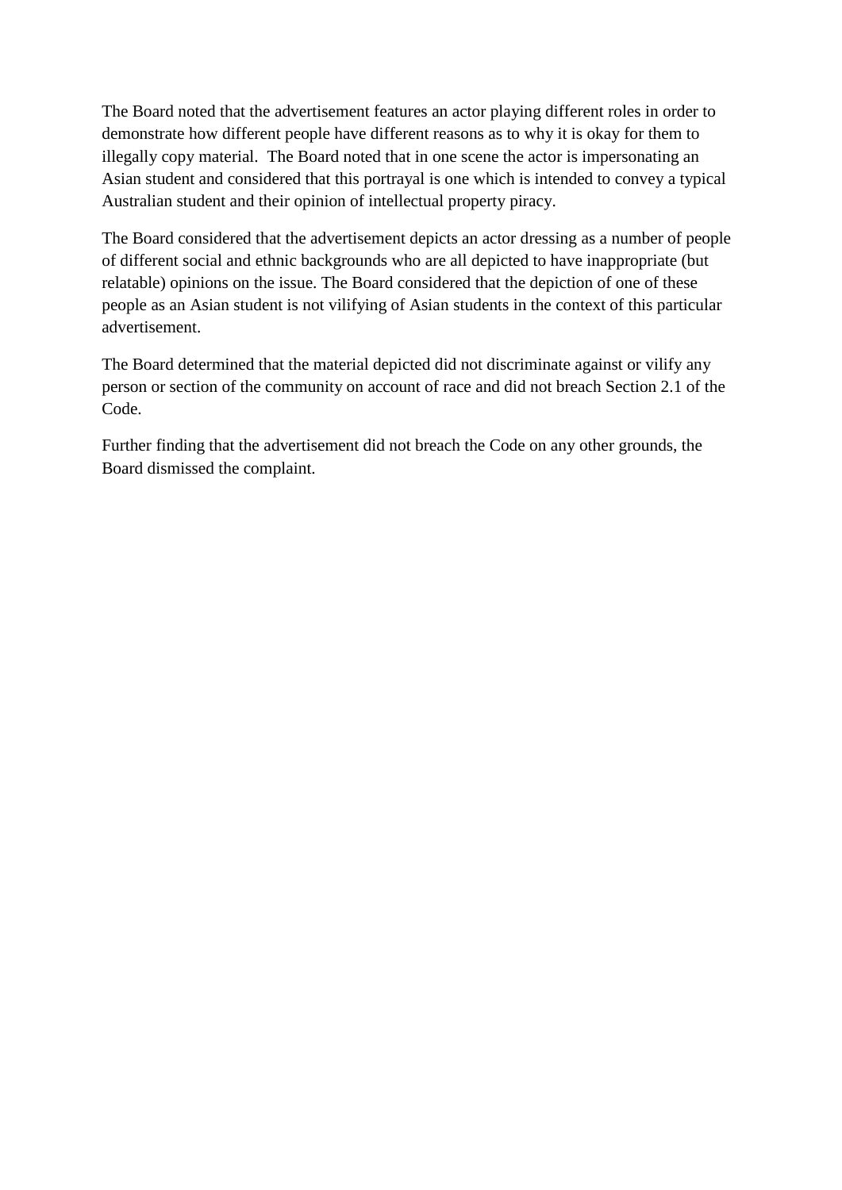The Board noted that the advertisement features an actor playing different roles in order to demonstrate how different people have different reasons as to why it is okay for them to illegally copy material.  The Board noted that in one scene the actor is impersonating an Asian student and considered that this portrayal is one which is intended to convey a typical Australian student and their opinion of intellectual property piracy.

The Board considered that the advertisement depicts an actor dressing as a number of people of different social and ethnic backgrounds who are all depicted to have inappropriate (but relatable) opinions on the issue. The Board considered that the depiction of one of these people as an Asian student is not vilifying of Asian students in the context of this particular advertisement.

The Board determined that the material depicted did not discriminate against or vilify any person or section of the community on account of race and did not breach Section 2.1 of the Code.

Further finding that the advertisement did not breach the Code on any other grounds, the Board dismissed the complaint.